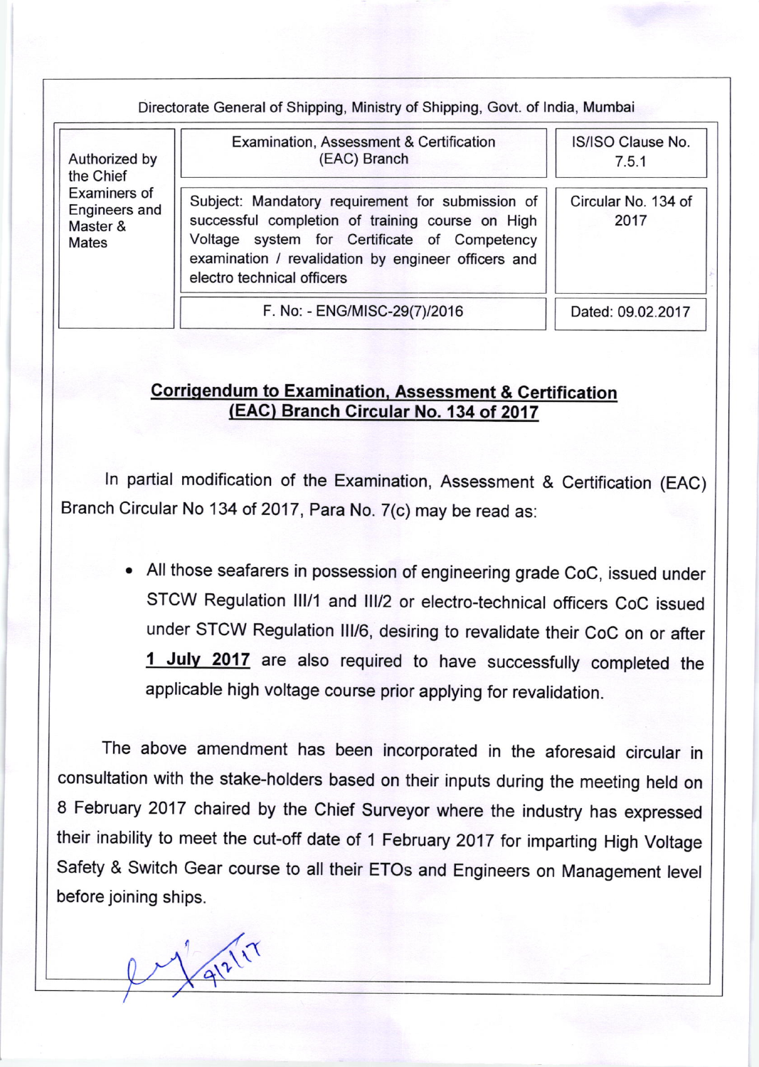Directorate General of Shipping, Ministry of Shipping, Govt. of India, Mumbai

| Authorized by the Chief Examiners of Engineers and Master & Mates | Examination, Assessment & Certification (EAC) Branch | IS/ISO Clause No. 7.5.1 |
|---|---|---|
| | Subject: Mandatory requirement for submission of successful completion of training course on High Voltage system for Certificate of Competency examination / revalidation by engineer officers and electro technical officers | Circular No. 134 of 2017 |
| | F. No: - ENG/MISC-29(7)/2016 | Dated: 09.02.2017 |

## Corrigendum to Examination, Assessment & Certification (EAC) Branch Circular No. 134 of 2017

In partial modification of the Examination, Assessment & Certification (EAC) Branch Circular No 134 of 2017, Para No. 7(c) may be read as:

- All those seafarers in possession of engineering grade CoC, issued under STCW Regulation III/1 and III/2 or electro-technical officers CoC issued under STCW Regulation III/6, desiring to revalidate their CoC on or after **1 July 2017** are also required to have successfully completed the applicable high voltage course prior applying for revalidation.

The above amendment has been incorporated in the aforesaid circular in consultation with the stake-holders based on their inputs during the meeting held on 8 February 2017 chaired by the Chief Surveyor where the industry has expressed their inability to meet the cut-off date of 1 February 2017 for imparting High Voltage Safety & Switch Gear course to all their ETOs and Engineers on Management level before joining ships.

9/2/17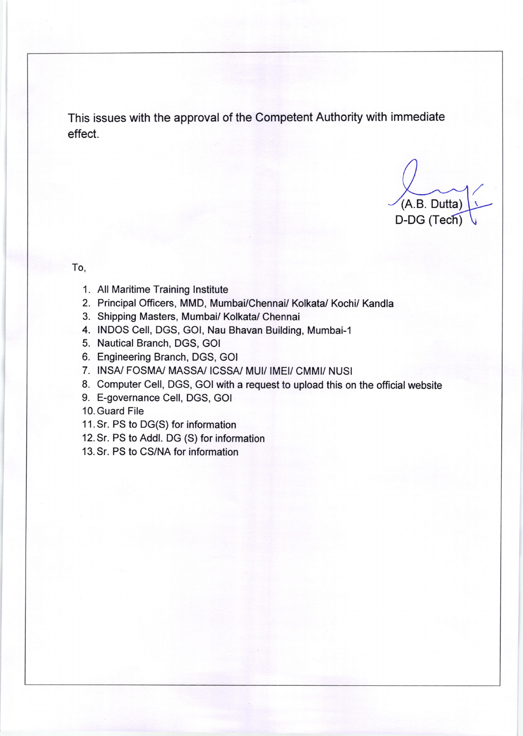This issues with the approval of the Competent Authority with immediate effect.

(A.B. Dutta)
D-DG (Tech)

To,

1. All Maritime Training Institute
2. Principal Officers, MMD, Mumbai/Chennai/ Kolkata/ Kochi/ Kandla
3. Shipping Masters, Mumbai/ Kolkata/ Chennai
4. INDOS Cell, DGS, GOI, Nau Bhavan Building, Mumbai-1
5. Nautical Branch, DGS, GOI
6. Engineering Branch, DGS, GOI
7. INSA/ FOSMA/ MASSA/ ICSSA/ MUI/ IMEI/ CMMI/ NUSI
8. Computer Cell, DGS, GOI with a request to upload this on the official website
9. E-governance Cell, DGS, GOI
10. Guard File
11. Sr. PS to DG(S) for information
12. Sr. PS to Addl. DG (S) for information
13. Sr. PS to CS/NA for information